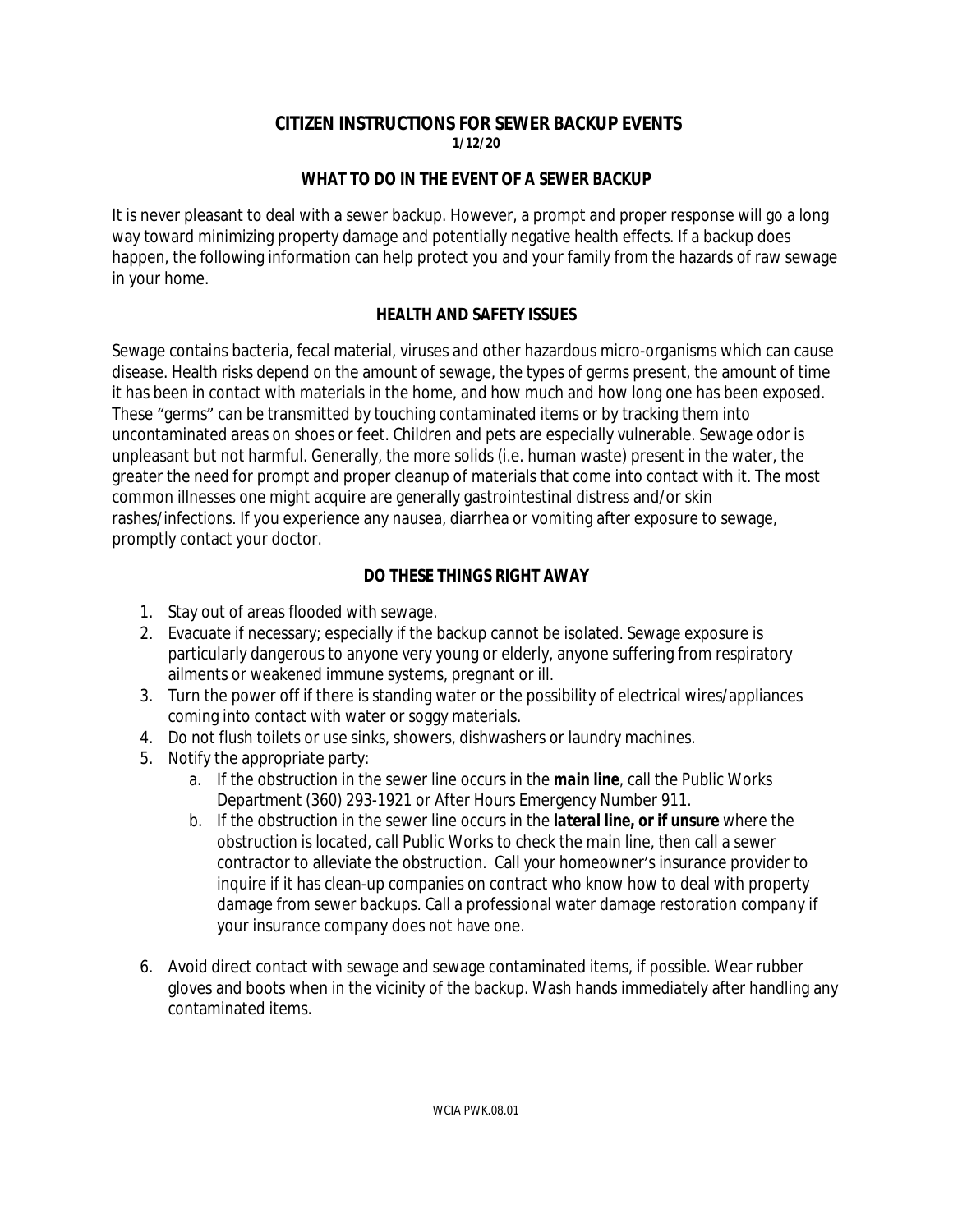# CITIZEN INSTRUCTIONS FOR SEWER BACKUP EVENTS

**1/12/20**

## WHAT TO DO IN THE EVENT OF A SEWER BACKUP

It is never pleasant to deal with a sewer backup. However, a prompt and proper response will go a long way toward minimizing property damage and potentially negative health effects. If a backup does happen, the following information can help protect you and your family from the hazards of raw sewage in your home.

## HEALTH AND SAFETY ISSUES

Sewage contains bacteria, fecal material, viruses and other hazardous micro-organisms which can cause disease. Health risks depend on the amount of sewage, the types of germs present, the amount of time it has been in contact with materials in the home, and how much and how long one has been exposed. These "germs" can be transmitted by touching contaminated items or by tracking them into uncontaminated areas on shoes or feet. Children and pets are especially vulnerable. Sewage odor is unpleasant but not harmful. Generally, the more solids (i.e. human waste) present in the water, the greater the need for prompt and proper cleanup of materials that come into contact with it. The most common illnesses one might acquire are generally gastrointestinal distress and/or skin rashes/infections. If you experience any nausea, diarrhea or vomiting after exposure to sewage, promptly contact your doctor.

## DO THESE THINGS RIGHT AWAY

1. Stay out of areas flooded with sewage.
2. Evacuate if necessary; especially if the backup cannot be isolated. Sewage exposure is particularly dangerous to anyone very young or elderly, anyone suffering from respiratory ailments or weakened immune systems, pregnant or ill.
3. Turn the power off if there is standing water or the possibility of electrical wires/appliances coming into contact with water or soggy materials.
4. Do not flush toilets or use sinks, showers, dishwashers or laundry machines.
5. Notify the appropriate party:
   a. If the obstruction in the sewer line occurs in the **main line**, call the Public Works Department (360) 293-1921 or After Hours Emergency Number 911.
   b. If the obstruction in the sewer line occurs in the **lateral line, or if unsure** where the obstruction is located, call Public Works to check the main line, then call a sewer contractor to alleviate the obstruction. Call your homeowner's insurance provider to inquire if it has clean-up companies on contract who know how to deal with property damage from sewer backups. Call a professional water damage restoration company if your insurance company does not have one.

6. Avoid direct contact with sewage and sewage contaminated items, if possible. Wear rubber gloves and boots when in the vicinity of the backup. Wash hands immediately after handling any contaminated items.

WCIA PWK.08.01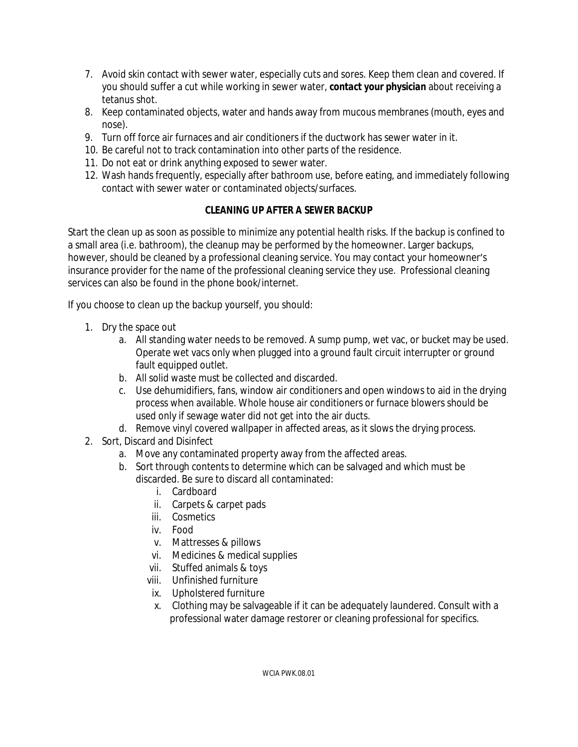7. Avoid skin contact with sewer water, especially cuts and sores. Keep them clean and covered. If you should suffer a cut while working in sewer water, ***contact your physician*** about receiving a tetanus shot.
8. Keep contaminated objects, water and hands away from mucous membranes (mouth, eyes and nose).
9. Turn off force air furnaces and air conditioners if the ductwork has sewer water in it.
10. Be careful not to track contamination into other parts of the residence.
11. Do not eat or drink anything exposed to sewer water.
12. Wash hands frequently, especially after bathroom use, before eating, and immediately following contact with sewer water or contaminated objects/surfaces.

## CLEANING UP AFTER A SEWER BACKUP

Start the clean up as soon as possible to minimize any potential health risks. If the backup is confined to a small area (i.e. bathroom), the cleanup may be performed by the homeowner. Larger backups, however, should be cleaned by a professional cleaning service. You may contact your homeowner's insurance provider for the name of the professional cleaning service they use. Professional cleaning services can also be found in the phone book/internet.

If you choose to clean up the backup yourself, you should:

1. Dry the space out
   a. All standing water needs to be removed. A sump pump, wet vac, or bucket may be used. Operate wet vacs only when plugged into a ground fault circuit interrupter or ground fault equipped outlet.
   b. All solid waste must be collected and discarded.
   c. Use dehumidifiers, fans, window air conditioners and open windows to aid in the drying process when available. Whole house air conditioners or furnace blowers should be used only if sewage water did not get into the air ducts.
   d. Remove vinyl covered wallpaper in affected areas, as it slows the drying process.
2. Sort, Discard and Disinfect
   a. Move any contaminated property away from the affected areas.
   b. Sort through contents to determine which can be salvaged and which must be discarded. Be sure to discard all contaminated:
      i. Cardboard
      ii. Carpets & carpet pads
      iii. Cosmetics
      iv. Food
      v. Mattresses & pillows
      vi. Medicines & medical supplies
      vii. Stuffed animals & toys
      viii. Unfinished furniture
      ix. Upholstered furniture
      x. Clothing may be salvageable if it can be adequately laundered. Consult with a professional water damage restorer or cleaning professional for specifics.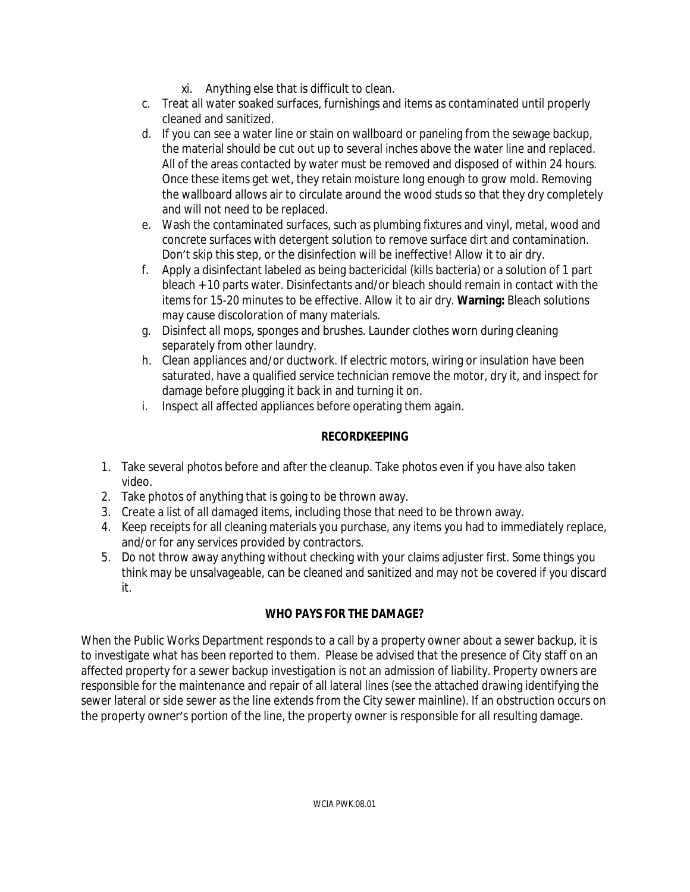xi. Anything else that is difficult to clean.

c. Treat all water soaked surfaces, furnishings and items as contaminated until properly cleaned and sanitized.
d. If you can see a water line or stain on wallboard or paneling from the sewage backup, the material should be cut out up to several inches above the water line and replaced. All of the areas contacted by water must be removed and disposed of within 24 hours. Once these items get wet, they retain moisture long enough to grow mold. Removing the wallboard allows air to circulate around the wood studs so that they dry completely and will not need to be replaced.
e. Wash the contaminated surfaces, such as plumbing fixtures and vinyl, metal, wood and concrete surfaces with detergent solution to remove surface dirt and contamination. Don't skip this step, or the disinfection will be ineffective! Allow it to air dry.
f. Apply a disinfectant labeled as being bactericidal (kills bacteria) or a solution of 1 part bleach + 10 parts water. Disinfectants and/or bleach should remain in contact with the items for 15-20 minutes to be effective. Allow it to air dry. **Warning:** Bleach solutions may cause discoloration of many materials.
g. Disinfect all mops, sponges and brushes. Launder clothes worn during cleaning separately from other laundry.
h. Clean appliances and/or ductwork. If electric motors, wiring or insulation have been saturated, have a qualified service technician remove the motor, dry it, and inspect for damage before plugging it back in and turning it on.
i. Inspect all affected appliances before operating them again.

## RECORDKEEPING

1. Take several photos before and after the cleanup. Take photos even if you have also taken video.
2. Take photos of anything that is going to be thrown away.
3. Create a list of all damaged items, including those that need to be thrown away.
4. Keep receipts for all cleaning materials you purchase, any items you had to immediately replace, and/or for any services provided by contractors.
5. Do not throw away anything without checking with your claims adjuster first. Some things you think may be unsalvageable, can be cleaned and sanitized and may not be covered if you discard it.

## WHO PAYS FOR THE DAMAGE?

When the Public Works Department responds to a call by a property owner about a sewer backup, it is to investigate what has been reported to them. Please be advised that the presence of City staff on an affected property for a sewer backup investigation is not an admission of liability. Property owners are responsible for the maintenance and repair of all lateral lines (see the attached drawing identifying the sewer lateral or side sewer as the line extends from the City sewer mainline). If an obstruction occurs on the property owner's portion of the line, the property owner is responsible for all resulting damage.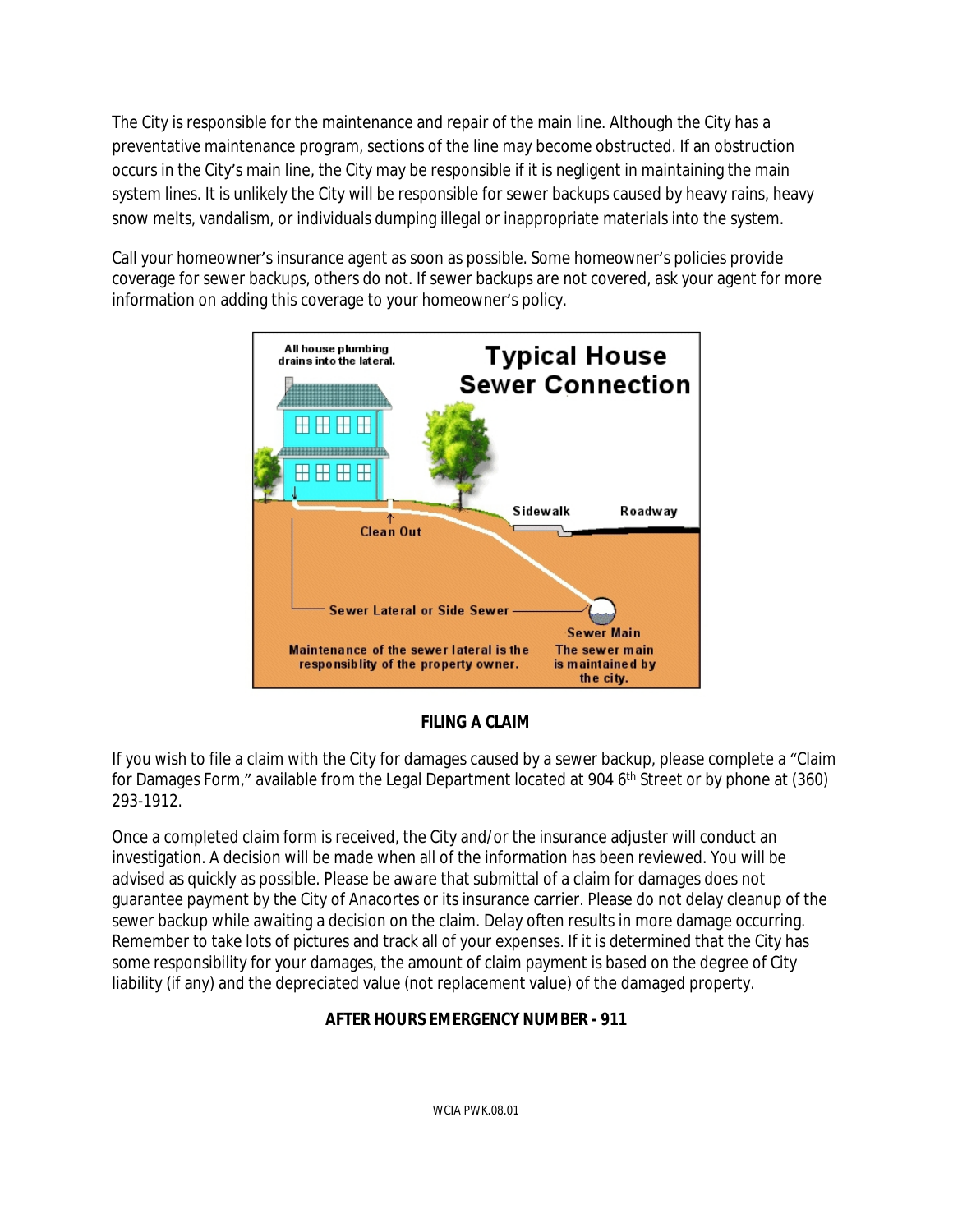The City is responsible for the maintenance and repair of the main line. Although the City has a preventative maintenance program, sections of the line may become obstructed. If an obstruction occurs in the City's main line, the City may be responsible if it is negligent in maintaining the main system lines. It is unlikely the City will be responsible for sewer backups caused by heavy rains, heavy snow melts, vandalism, or individuals dumping illegal or inappropriate materials into the system.

Call your homeowner's insurance agent as soon as possible. Some homeowner's policies provide coverage for sewer backups, others do not. If sewer backups are not covered, ask your agent for more information on adding this coverage to your homeowner's policy.

Typical House Sewer Connection

All house plumbing drains into the lateral.

Clean Out

Sidewalk

Roadway

Sewer Lateral or Side Sewer

Sewer Main

Maintenance of the sewer lateral is the responsiblity of the property owner.

The sewer main is maintained by the city.

**FILING A CLAIM**

If you wish to file a claim with the City for damages caused by a sewer backup, please complete a "Claim for Damages Form," available from the Legal Department located at 904 6th Street or by phone at (360) 293-1912.

Once a completed claim form is received, the City and/or the insurance adjuster will conduct an investigation. A decision will be made when all of the information has been reviewed. You will be advised as quickly as possible. Please be aware that submittal of a claim for damages does not guarantee payment by the City of Anacortes or its insurance carrier. Please do not delay cleanup of the sewer backup while awaiting a decision on the claim. Delay often results in more damage occurring. Remember to take lots of pictures and track all of your expenses. If it is determined that the City has some responsibility for your damages, the amount of claim payment is based on the degree of City liability (if any) and the depreciated value (not replacement value) of the damaged property.

**AFTER HOURS EMERGENCY NUMBER - 911**